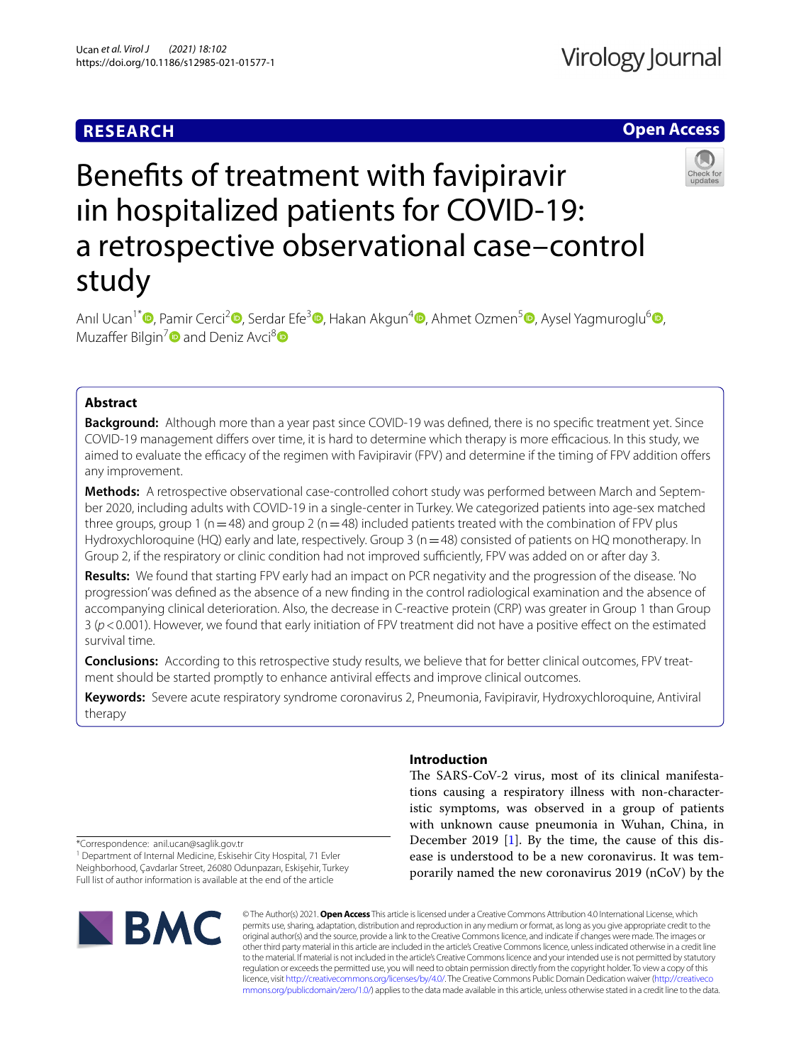RESEARCH

Open Access

# Benefits of treatment with favipiravir ıin hospitalized patients for COVID-19: a retrospective observational case–control study

Anıl Ucan[1*], Pamir Cerci[2], Serdar Efe[3], Hakan Akgun[4], Ahmet Ozmen[5], Aysel Yagmuroglu[6], Muzaffer Bilgin[7] and Deniz Avci[8]

## Abstract

**Background:** Although more than a year past since COVID-19 was defined, there is no specific treatment yet. Since COVID-19 management differs over time, it is hard to determine which therapy is more efficacious. In this study, we aimed to evaluate the efficacy of the regimen with Favipiravir (FPV) and determine if the timing of FPV addition offers any improvement.

**Methods:** A retrospective observational case-controlled cohort study was performed between March and September 2020, including adults with COVID-19 in a single-center in Turkey. We categorized patients into age-sex matched three groups, group 1 (n = 48) and group 2 (n = 48) included patients treated with the combination of FPV plus Hydroxychloroquine (HQ) early and late, respectively. Group 3 (n = 48) consisted of patients on HQ monotherapy. In Group 2, if the respiratory or clinic condition had not improved sufficiently, FPV was added on or after day 3.

**Results:** We found that starting FPV early had an impact on PCR negativity and the progression of the disease. 'No progression' was defined as the absence of a new finding in the control radiological examination and the absence of accompanying clinical deterioration. Also, the decrease in C-reactive protein (CRP) was greater in Group 1 than Group 3 ($p < 0.001$). However, we found that early initiation of FPV treatment did not have a positive effect on the estimated survival time.

**Conclusions:** According to this retrospective study results, we believe that for better clinical outcomes, FPV treatment should be started promptly to enhance antiviral effects and improve clinical outcomes.

**Keywords:** Severe acute respiratory syndrome coronavirus 2, Pneumonia, Favipiravir, Hydroxychloroquine, Antiviral therapy

## Introduction

The SARS-CoV-2 virus, most of its clinical manifestations causing a respiratory illness with non-characteristic symptoms, was observed in a group of patients with unknown cause pneumonia in Wuhan, China, in December 2019 [1]. By the time, the cause of this disease is understood to be a new coronavirus. It was temporarily named the new coronavirus 2019 (nCoV) by the

*Correspondence: anil.ucan@saglik.gov.tr
[1] Department of Internal Medicine, Eskisehir City Hospital, 71 Evler Neighborhood, Çavdarlar Street, 26080 Odunpazarı, Eskişehir, Turkey
Full list of author information is available at the end of the article

© The Author(s) 2021. **Open Access** This article is licensed under a Creative Commons Attribution 4.0 International License, which permits use, sharing, adaptation, distribution and reproduction in any medium or format, as long as you give appropriate credit to the original author(s) and the source, provide a link to the Creative Commons licence, and indicate if changes were made. The images or other third party material in this article are included in the article's Creative Commons licence, unless indicated otherwise in a credit line to the material. If material is not included in the article's Creative Commons licence and your intended use is not permitted by statutory regulation or exceeds the permitted use, you will need to obtain permission directly from the copyright holder. To view a copy of this licence, visit http://creativecommons.org/licenses/by/4.0/. The Creative Commons Public Domain Dedication waiver (http://creativecommons.org/publicdomain/zero/1.0/) applies to the data made available in this article, unless otherwise stated in a credit line to the data.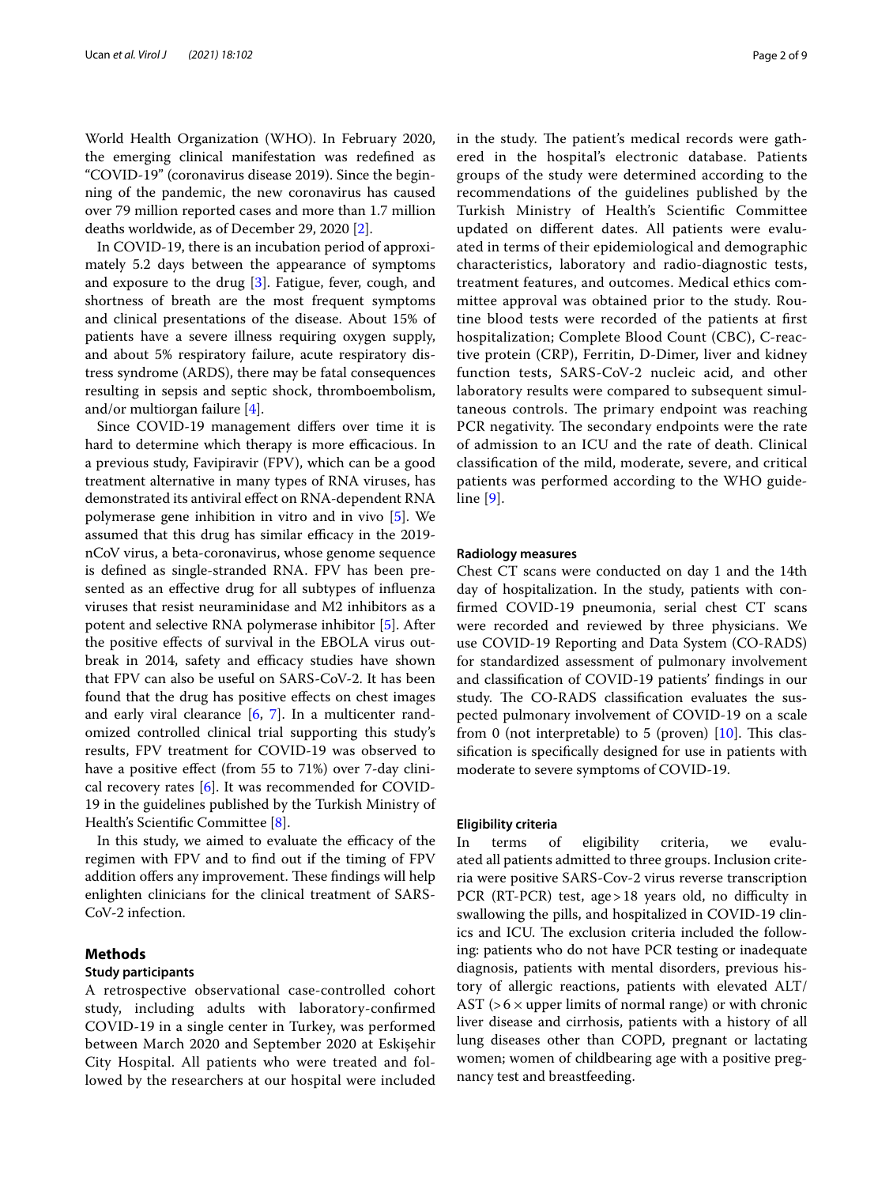World Health Organization (WHO). In February 2020, the emerging clinical manifestation was redefined as "COVID-19" (coronavirus disease 2019). Since the beginning of the pandemic, the new coronavirus has caused over 79 million reported cases and more than 1.7 million deaths worldwide, as of December 29, 2020 [2].

In COVID-19, there is an incubation period of approximately 5.2 days between the appearance of symptoms and exposure to the drug [3]. Fatigue, fever, cough, and shortness of breath are the most frequent symptoms and clinical presentations of the disease. About 15% of patients have a severe illness requiring oxygen supply, and about 5% respiratory failure, acute respiratory distress syndrome (ARDS), there may be fatal consequences resulting in sepsis and septic shock, thromboembolism, and/or multiorgan failure [4].

Since COVID-19 management differs over time it is hard to determine which therapy is more efficacious. In a previous study, Favipiravir (FPV), which can be a good treatment alternative in many types of RNA viruses, has demonstrated its antiviral effect on RNA-dependent RNA polymerase gene inhibition in vitro and in vivo [5]. We assumed that this drug has similar efficacy in the 2019-nCoV virus, a beta-coronavirus, whose genome sequence is defined as single-stranded RNA. FPV has been presented as an effective drug for all subtypes of influenza viruses that resist neuraminidase and M2 inhibitors as a potent and selective RNA polymerase inhibitor [5]. After the positive effects of survival in the EBOLA virus outbreak in 2014, safety and efficacy studies have shown that FPV can also be useful on SARS-CoV-2. It has been found that the drug has positive effects on chest images and early viral clearance [6, 7]. In a multicenter randomized controlled clinical trial supporting this study's results, FPV treatment for COVID-19 was observed to have a positive effect (from 55 to 71%) over 7-day clinical recovery rates [6]. It was recommended for COVID-19 in the guidelines published by the Turkish Ministry of Health's Scientific Committee [8].

In this study, we aimed to evaluate the efficacy of the regimen with FPV and to find out if the timing of FPV addition offers any improvement. These findings will help enlighten clinicians for the clinical treatment of SARS-CoV-2 infection.

## Methods

### Study participants

A retrospective observational case-controlled cohort study, including adults with laboratory-confirmed COVID-19 in a single center in Turkey, was performed between March 2020 and September 2020 at Eskişehir City Hospital. All patients who were treated and followed by the researchers at our hospital were included in the study. The patient's medical records were gathered in the hospital's electronic database. Patients groups of the study were determined according to the recommendations of the guidelines published by the Turkish Ministry of Health's Scientific Committee updated on different dates. All patients were evaluated in terms of their epidemiological and demographic characteristics, laboratory and radio-diagnostic tests, treatment features, and outcomes. Medical ethics committee approval was obtained prior to the study. Routine blood tests were recorded of the patients at first hospitalization; Complete Blood Count (CBC), C-reactive protein (CRP), Ferritin, D-Dimer, liver and kidney function tests, SARS-CoV-2 nucleic acid, and other laboratory results were compared to subsequent simultaneous controls. The primary endpoint was reaching PCR negativity. The secondary endpoints were the rate of admission to an ICU and the rate of death. Clinical classification of the mild, moderate, severe, and critical patients was performed according to the WHO guideline [9].

### Radiology measures

Chest CT scans were conducted on day 1 and the 14th day of hospitalization. In the study, patients with confirmed COVID-19 pneumonia, serial chest CT scans were recorded and reviewed by three physicians. We use COVID-19 Reporting and Data System (CO-RADS) for standardized assessment of pulmonary involvement and classification of COVID-19 patients' findings in our study. The CO-RADS classification evaluates the suspected pulmonary involvement of COVID-19 on a scale from 0 (not interpretable) to 5 (proven) [10]. This classification is specifically designed for use in patients with moderate to severe symptoms of COVID-19.

### Eligibility criteria

In terms of eligibility criteria, we evaluated all patients admitted to three groups. Inclusion criteria were positive SARS-Cov-2 virus reverse transcription PCR (RT-PCR) test, age > 18 years old, no difficulty in swallowing the pills, and hospitalized in COVID-19 clinics and ICU. The exclusion criteria included the following: patients who do not have PCR testing or inadequate diagnosis, patients with mental disorders, previous history of allergic reactions, patients with elevated ALT/AST (> 6 × upper limits of normal range) or with chronic liver disease and cirrhosis, patients with a history of all lung diseases other than COPD, pregnant or lactating women; women of childbearing age with a positive pregnancy test and breastfeeding.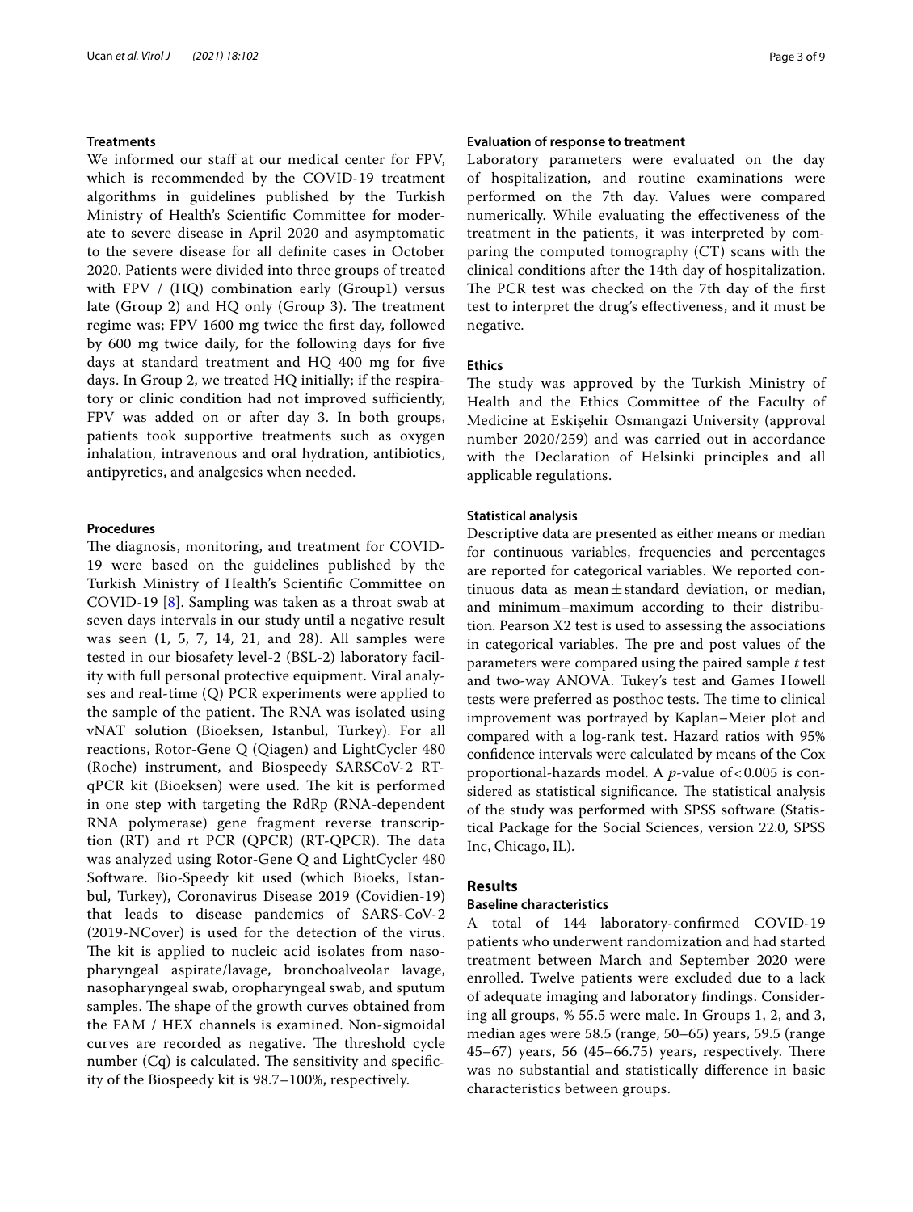### Treatments

We informed our staff at our medical center for FPV, which is recommended by the COVID-19 treatment algorithms in guidelines published by the Turkish Ministry of Health's Scientific Committee for moderate to severe disease in April 2020 and asymptomatic to the severe disease for all definite cases in October 2020. Patients were divided into three groups of treated with FPV / (HQ) combination early (Group1) versus late (Group 2) and HQ only (Group 3). The treatment regime was; FPV 1600 mg twice the first day, followed by 600 mg twice daily, for the following days for five days at standard treatment and HQ 400 mg for five days. In Group 2, we treated HQ initially; if the respiratory or clinic condition had not improved sufficiently, FPV was added on or after day 3. In both groups, patients took supportive treatments such as oxygen inhalation, intravenous and oral hydration, antibiotics, antipyretics, and analgesics when needed.

### Procedures

The diagnosis, monitoring, and treatment for COVID-19 were based on the guidelines published by the Turkish Ministry of Health's Scientific Committee on COVID-19 [8]. Sampling was taken as a throat swab at seven days intervals in our study until a negative result was seen (1, 5, 7, 14, 21, and 28). All samples were tested in our biosafety level-2 (BSL-2) laboratory facility with full personal protective equipment. Viral analyses and real-time (Q) PCR experiments were applied to the sample of the patient. The RNA was isolated using vNAT solution (Bioeksen, Istanbul, Turkey). For all reactions, Rotor-Gene Q (Qiagen) and LightCycler 480 (Roche) instrument, and Biospeedy SARSCoV-2 RT-qPCR kit (Bioeksen) were used. The kit is performed in one step with targeting the RdRp (RNA-dependent RNA polymerase) gene fragment reverse transcription (RT) and rt PCR (QPCR) (RT-QPCR). The data was analyzed using Rotor-Gene Q and LightCycler 480 Software. Bio-Speedy kit used (which Bioeks, Istanbul, Turkey), Coronavirus Disease 2019 (Covidien-19) that leads to disease pandemics of SARS-CoV-2 (2019-NCover) is used for the detection of the virus. The kit is applied to nucleic acid isolates from nasopharyngeal aspirate/lavage, bronchoalveolar lavage, nasopharyngeal swab, oropharyngeal swab, and sputum samples. The shape of the growth curves obtained from the FAM / HEX channels is examined. Non-sigmoidal curves are recorded as negative. The threshold cycle number (Cq) is calculated. The sensitivity and specificity of the Biospeedy kit is 98.7–100%, respectively.

### Evaluation of response to treatment

Laboratory parameters were evaluated on the day of hospitalization, and routine examinations were performed on the 7th day. Values were compared numerically. While evaluating the effectiveness of the treatment in the patients, it was interpreted by comparing the computed tomography (CT) scans with the clinical conditions after the 14th day of hospitalization. The PCR test was checked on the 7th day of the first test to interpret the drug's effectiveness, and it must be negative.

### Ethics

The study was approved by the Turkish Ministry of Health and the Ethics Committee of the Faculty of Medicine at Eskişehir Osmangazi University (approval number 2020/259) and was carried out in accordance with the Declaration of Helsinki principles and all applicable regulations.

### Statistical analysis

Descriptive data are presented as either means or median for continuous variables, frequencies and percentages are reported for categorical variables. We reported continuous data as mean ± standard deviation, or median, and minimum–maximum according to their distribution. Pearson X2 test is used to assessing the associations in categorical variables. The pre and post values of the parameters were compared using the paired sample *t* test and two-way ANOVA. Tukey's test and Games Howell tests were preferred as posthoc tests. The time to clinical improvement was portrayed by Kaplan–Meier plot and compared with a log-rank test. Hazard ratios with 95% confidence intervals were calculated by means of the Cox proportional-hazards model. A *p*-value of $< 0.005$ is considered as statistical significance. The statistical analysis of the study was performed with SPSS software (Statistical Package for the Social Sciences, version 22.0, SPSS Inc, Chicago, IL).

## Results

### Baseline characteristics

A total of 144 laboratory-confirmed COVID-19 patients who underwent randomization and had started treatment between March and September 2020 were enrolled. Twelve patients were excluded due to a lack of adequate imaging and laboratory findings. Considering all groups, % 55.5 were male. In Groups 1, 2, and 3, median ages were 58.5 (range, 50–65) years, 59.5 (range 45–67) years, 56 (45–66.75) years, respectively. There was no substantial and statistically difference in basic characteristics between groups.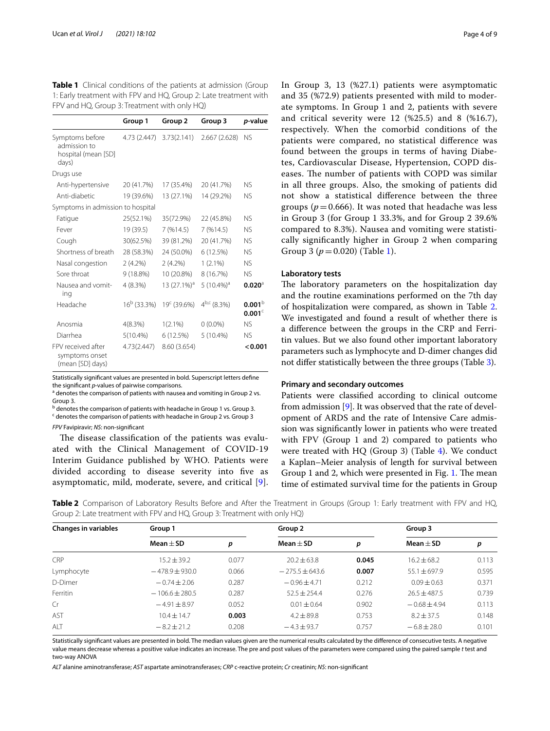**Table 1** Clinical conditions of the patients at admission (Group 1: Early treatment with FPV and HQ, Group 2: Late treatment with FPV and HQ, Group 3: Treatment with only HQ)

| | Group 1 | Group 2 | Group 3 | *p*-value |
|---|---|---|---|---|
| Symptoms before admission to hospital (mean [SD] days) | 4.73 (2.447) | 3.73(2.141) | 2.667 (2.628) | NS |
| Drugs use | | | | |
| Anti-hypertensive | 20 (41.7%) | 17 (35.4%) | 20 (41.7%) | NS |
| Anti-diabetic | 19 (39.6%) | 13 (27.1%) | 14 (29.2%) | NS |
| Symptoms in admission to hospital | | | | |
| Fatigue | 25(52.1%) | 35(72.9%) | 22 (45.8%) | NS |
| Fever | 19 (39.5) | 7 (%14.5) | 7 (%14.5) | NS |
| Cough | 30(62.5%) | 39 (81.2%) | 20 (41.7%) | NS |
| Shortness of breath | 28 (58.3%) | 24 (50.0%) | 6 (12.5%) | NS |
| Nasal congestion | 2 (4.2%) | 2 (4.2%) | 1 (2.1%) | NS |
| Sore throat | 9 (18.8%) | 10 (20.8%) | 8 (16.7%) | NS |
| Nausea and vomiting | 4 (8.3%) | 13 (27.1%)[a] | 5 (10.4%)[a] | **0.020**[a] |
| Headache | 16[b] (33.3%) | 19[c] (39.6%) | 4[b,c] (8.3%) | **0.001**[b] **0.001**[c] |
| Anosmia | 4(8.3%) | 1(2.1%) | 0 (0.0%) | NS |
| Diarrhea | 5(10.4%) | 6 (12.5%) | 5 (10.4%) | NS |
| FPV received after symptoms onset (mean [SD] days) | 4.73(2.447) | 8.60 (3.654) | | **<0.001** |

Statistically significant values are presented in bold. Superscript letters define the significant *p*-values of pairwise comparisons.

[a] denotes the comparison of patients with nausea and vomiting in Group 2 vs. Group 3.

[b] denotes the comparison of patients with headache in Group 1 vs. Group 3.

[c] denotes the comparison of patients with headache in Group 2 vs. Group 3

*FPV* Favipiravir; *NS*: non-significant

The disease classification of the patients was evaluated with the Clinical Management of COVID-19 Interim Guidance published by WHO. Patients were divided according to disease severity into five as asymptomatic, mild, moderate, severe, and critical [9]. In Group 3, 13 (%27.1) patients were asymptomatic and 35 (%72.9) patients presented with mild to moderate symptoms. In Group 1 and 2, patients with severe and critical severity were 12 (%25.5) and 8 (%16.7), respectively. When the comorbid conditions of the patients were compared, no statistical difference was found between the groups in terms of having Diabetes, Cardiovascular Disease, Hypertension, COPD diseases. The number of patients with COPD was similar in all three groups. Also, the smoking of patients did not show a statistical difference between the three groups ($p = 0.666$). It was noted that headache was less in Group 3 (for Group 1 33.3%, and for Group 2 39.6% compared to 8.3%). Nausea and vomiting were statistically significantly higher in Group 2 when comparing Group 3 ($p = 0.020$) (Table 1).

### Laboratory tests

The laboratory parameters on the hospitalization day and the routine examinations performed on the 7th day of hospitalization were compared, as shown in Table 2. We investigated and found a result of whether there is a difference between the groups in the CRP and Ferritin values. But we also found other important laboratory parameters such as lymphocyte and D-dimer changes did not differ statistically between the three groups (Table 3).

### Primary and secondary outcomes

Patients were classified according to clinical outcome from admission [9]. It was observed that the rate of development of ARDS and the rate of Intensive Care admission was significantly lower in patients who were treated with FPV (Group 1 and 2) compared to patients who were treated with HQ (Group 3) (Table 4). We conduct a Kaplan–Meier analysis of length for survival between Group 1 and 2, which were presented in Fig. 1. The mean time of estimated survival time for the patients in Group

**Table 2** Comparison of Laboratory Results Before and After the Treatment in Groups (Group 1: Early treatment with FPV and HQ, Group 2: Late treatment with FPV and HQ, Group 3: Treatment with only HQ)

| Changes in variables | Group 1 | | Group 2 | | Group 3 | |
|---|---|---|---|---|---|---|
| | Mean ± SD | *p* | Mean ± SD | *p* | Mean ± SD | *p* |
| CRP | 15.2 ± 39.2 | 0.077 | 20.2 ± 63.8 | **0.045** | 16.2 ± 68.2 | 0.113 |
| Lymphocyte | −478.9 ± 930.0 | 0.066 | −275.5 ± 643.6 | **0.007** | 55.1 ± 697.9 | 0.595 |
| D-Dimer | −0.74 ± 2.06 | 0.287 | −0.96 ± 4.71 | 0.212 | 0.09 ± 0.63 | 0.371 |
| Ferritin | −106.6 ± 280.5 | 0.287 | 52.5 ± 254.4 | 0.276 | 26.5 ± 487.5 | 0.739 |
| Cr | −4.91 ± 8.97 | 0.052 | 0.01 ± 0.64 | 0.902 | −0.68 ± 4.94 | 0.113 |
| AST | 10.4 ± 14.7 | **0.003** | 4.2 ± 89.8 | 0.753 | 8.2 ± 37.5 | 0.148 |
| ALT | −8.2 ± 21.2 | 0.208 | −4.3 ± 93.7 | 0.757 | −6.8 ± 28.0 | 0.101 |

Statistically significant values are presented in bold. The median values given are the numerical results calculated by the difference of consecutive tests. A negative value means decrease whereas a positive value indicates an increase. The pre and post values of the parameters were compared using the paired sample *t* test and two-way ANOVA

*ALT* alanine aminotransferase; *AST* aspartate aminotransferases; *CRP* c-reactive protein; *Cr* creatinin; *NS*: non-significant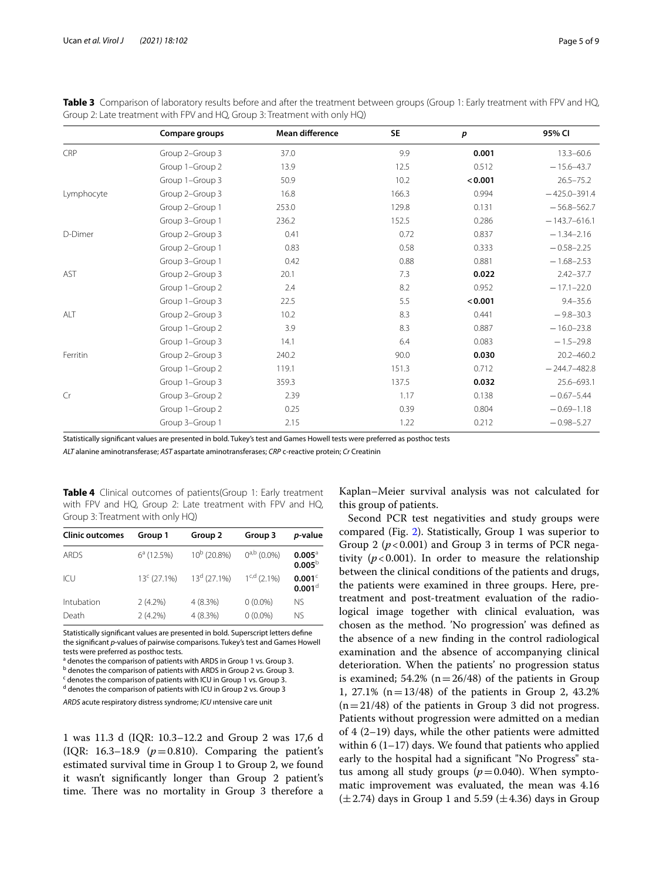**Table 3** Comparison of laboratory results before and after the treatment between groups (Group 1: Early treatment with FPV and HQ, Group 2: Late treatment with FPV and HQ, Group 3: Treatment with only HQ)

| | Compare groups | Mean difference | SE | *p* | 95% CI |
|---|---|---|---|---|---|
| CRP | Group 2–Group 3 | 37.0 | 9.9 | **0.001** | 13.3–60.6 |
| | Group 1–Group 2 | 13.9 | 12.5 | 0.512 | −15.6–43.7 |
| | Group 1–Group 3 | 50.9 | 10.2 | **<0.001** | 26.5–75.2 |
| Lymphocyte | Group 2–Group 3 | 16.8 | 166.3 | 0.994 | −425.0–391.4 |
| | Group 2–Group 1 | 253.0 | 129.8 | 0.131 | −56.8–562.7 |
| | Group 3–Group 1 | 236.2 | 152.5 | 0.286 | −143.7–616.1 |
| D-Dimer | Group 2–Group 3 | 0.41 | 0.72 | 0.837 | −1.34–2.16 |
| | Group 2–Group 1 | 0.83 | 0.58 | 0.333 | −0.58–2.25 |
| | Group 3–Group 1 | 0.42 | 0.88 | 0.881 | −1.68–2.53 |
| AST | Group 2–Group 3 | 20.1 | 7.3 | **0.022** | 2.42–37.7 |
| | Group 1–Group 2 | 2.4 | 8.2 | 0.952 | −17.1–22.0 |
| | Group 1–Group 3 | 22.5 | 5.5 | **<0.001** | 9.4–35.6 |
| ALT | Group 2–Group 3 | 10.2 | 8.3 | 0.441 | −9.8–30.3 |
| | Group 1–Group 2 | 3.9 | 8.3 | 0.887 | −16.0–23.8 |
| | Group 1–Group 3 | 14.1 | 6.4 | 0.083 | −1.5–29.8 |
| Ferritin | Group 2–Group 3 | 240.2 | 90.0 | **0.030** | 20.2–460.2 |
| | Group 1–Group 2 | 119.1 | 151.3 | 0.712 | −244.7–482.8 |
| | Group 1–Group 3 | 359.3 | 137.5 | **0.032** | 25.6–693.1 |
| Cr | Group 3–Group 2 | 2.39 | 1.17 | 0.138 | −0.67–5.44 |
| | Group 1–Group 2 | 0.25 | 0.39 | 0.804 | −0.69–1.18 |
| | Group 3–Group 1 | 2.15 | 1.22 | 0.212 | −0.98–5.27 |

Statistically significant values are presented in bold. Tukey's test and Games Howell tests were preferred as posthoc tests

*ALT* alanine aminotransferase; *AST* aspartate aminotransferases; *CRP* c-reactive protein; *Cr* Creatinin

**Table 4** Clinical outcomes of patients(Group 1: Early treatment with FPV and HQ, Group 2: Late treatment with FPV and HQ, Group 3: Treatment with only HQ)

| Clinic outcomes | Group 1 | Group 2 | Group 3 | *p*-value |
|---|---|---|---|---|
| ARDS | 6[a] (12.5%) | 10[b] (20.8%) | 0[a,b] (0.0%) | **0.005**[a] **0.005**[b] |
| ICU | 13[c] (27.1%) | 13[d] (27.1%) | 1[c,d] (2.1%) | **0.001**[c] **0.001**[d] |
| Intubation | 2 (4.2%) | 4 (8.3%) | 0 (0.0%) | NS |
| Death | 2 (4.2%) | 4 (8.3%) | 0 (0.0%) | NS |

Statistically significant values are presented in bold. Superscript letters define the significant *p*-values of pairwise comparisons. Tukey's test and Games Howell tests were preferred as posthoc tests.

[a] denotes the comparison of patients with ARDS in Group 1 vs. Group 3.

[b] denotes the comparison of patients with ARDS in Group 2 vs. Group 3.

[c] denotes the comparison of patients with ICU in Group 1 vs. Group 3.

[d] denotes the comparison of patients with ICU in Group 2 vs. Group 3

*ARDS* acute respiratory distress syndrome; *ICU* ıntensive care unit

1 was 11.3 d (IQR: 10.3–12.2 and Group 2 was 17,6 d (IQR: 16.3–18.9 ($p=0.810$). Comparing the patient's estimated survival time in Group 1 to Group 2, we found it wasn't significantly longer than Group 2 patient's time. There was no mortality in Group 3 therefore a Kaplan–Meier survival analysis was not calculated for this group of patients.

Second PCR test negativities and study groups were compared (Fig. 2). Statistically, Group 1 was superior to Group 2 ($p<0.001$) and Group 3 in terms of PCR negativity ($p<0.001$). In order to measure the relationship between the clinical conditions of the patients and drugs, the patients were examined in three groups. Here, pre-treatment and post-treatment evaluation of the radiological image together with clinical evaluation, was chosen as the method. 'No progression' was defined as the absence of a new finding in the control radiological examination and the absence of accompanying clinical deterioration. When the patients' no progression status is examined; 54.2% ($n=26/48$) of the patients in Group 1, 27.1% ($n=13/48$) of the patients in Group 2, 43.2% ($n=21/48$) of the patients in Group 3 did not progress. Patients without progression were admitted on a median of 4 (2–19) days, while the other patients were admitted within 6 (1–17) days. We found that patients who applied early to the hospital had a significant "No Progress" status among all study groups ($p=0.040$). When symptomatic improvement was evaluated, the mean was 4.16 ($\pm$2.74) days in Group 1 and 5.59 ($\pm$4.36) days in Group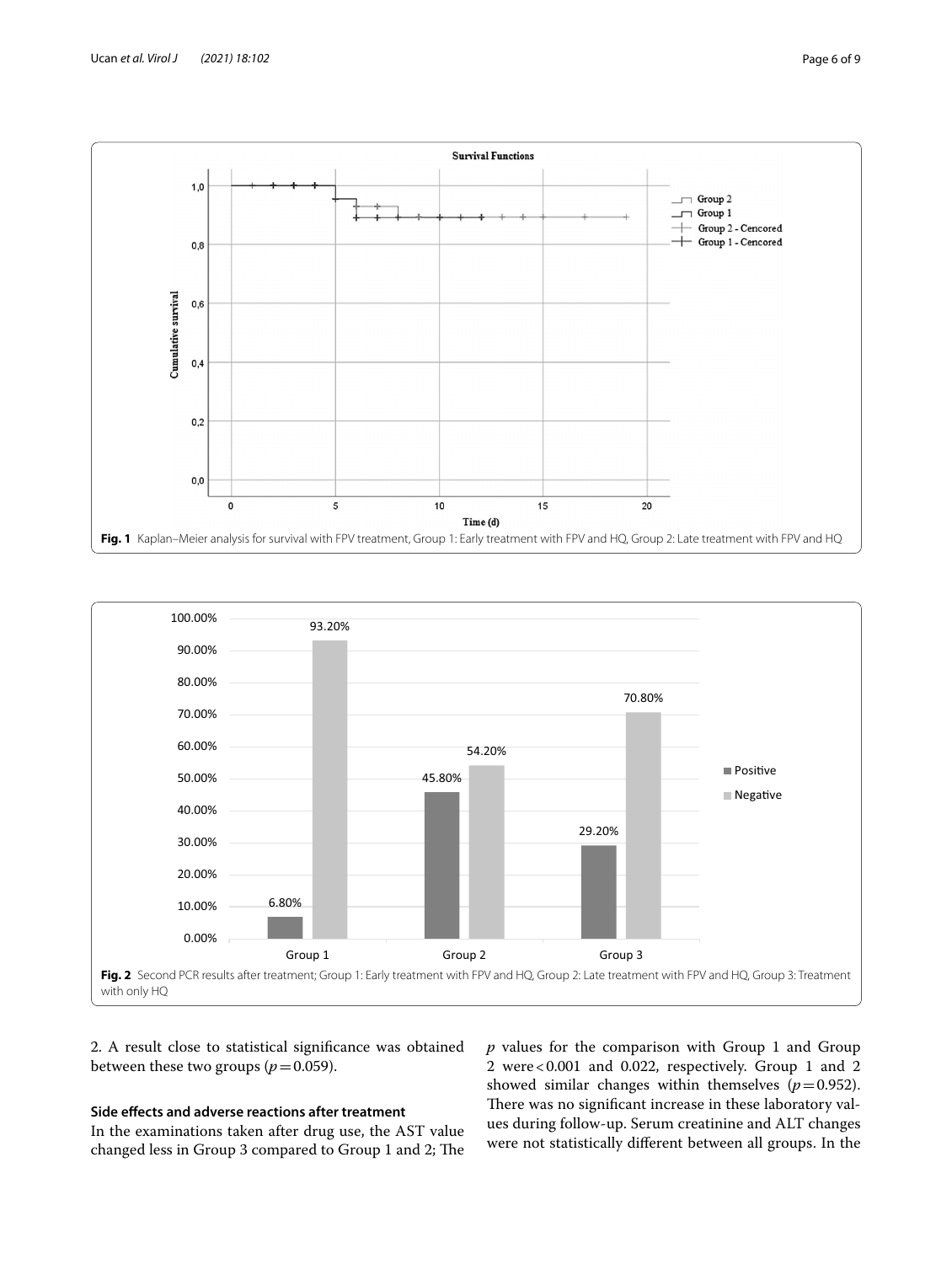**Fig. 1** Kaplan–Meier analysis for survival with FPV treatment, Group 1: Early treatment with FPV and HQ, Group 2: Late treatment with FPV and HQ

**Fig. 2** Second PCR results after treatment; Group 1: Early treatment with FPV and HQ, Group 2: Late treatment with FPV and HQ, Group 3: Treatment with only HQ

2. A result close to statistical significance was obtained between these two groups ($p = 0.059$).

### Side effects and adverse reactions after treatment

In the examinations taken after drug use, the AST value changed less in Group 3 compared to Group 1 and 2; The $p$ values for the comparison with Group 1 and Group 2 were $< 0.001$ and 0.022, respectively. Group 1 and 2 showed similar changes within themselves ($p = 0.952$). There was no significant increase in these laboratory values during follow-up. Serum creatinine and ALT changes were not statistically different between all groups. In the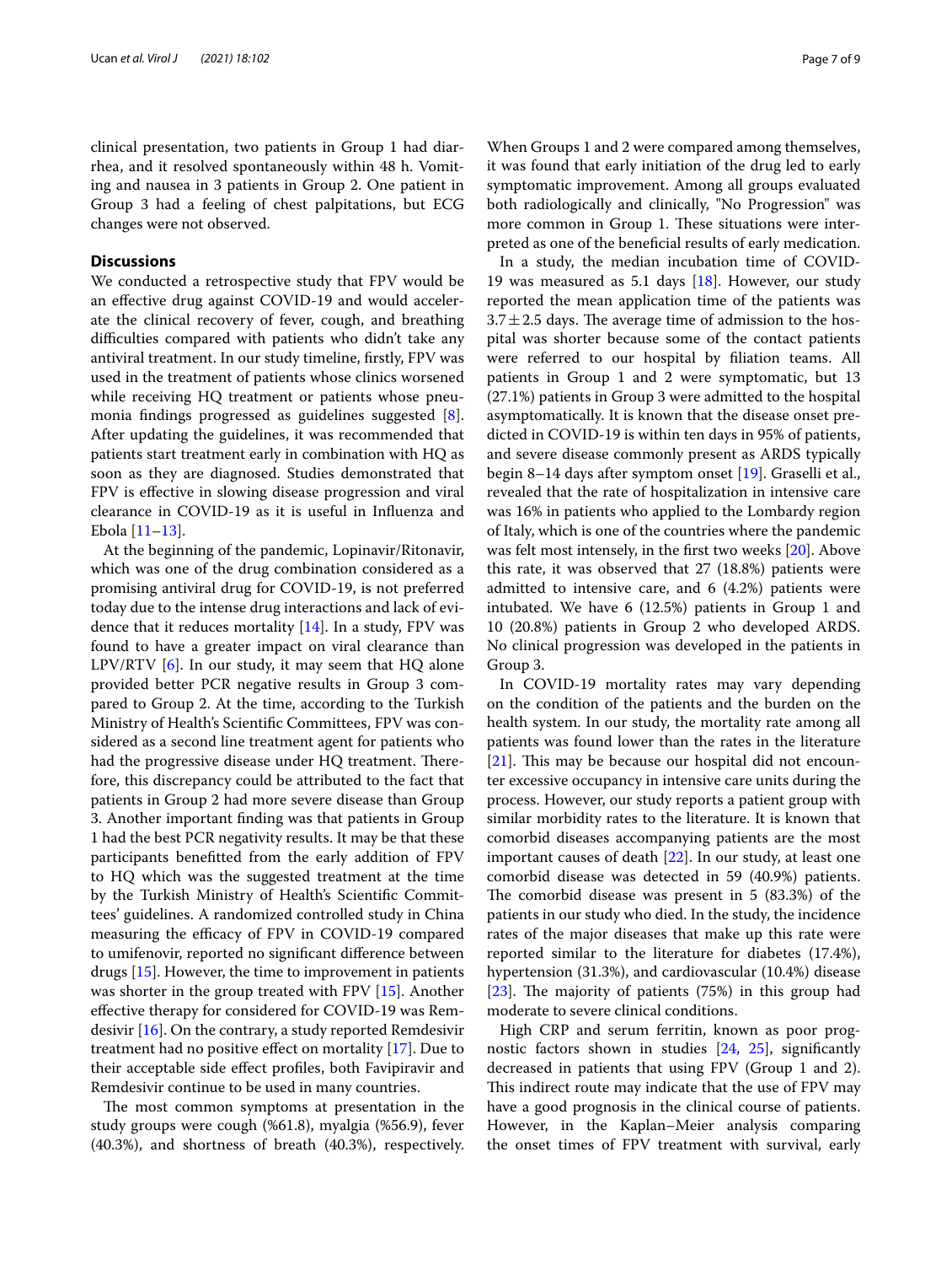clinical presentation, two patients in Group 1 had diarrhea, and it resolved spontaneously within 48 h. Vomiting and nausea in 3 patients in Group 2. One patient in Group 3 had a feeling of chest palpitations, but ECG changes were not observed.

## Discussions

We conducted a retrospective study that FPV would be an effective drug against COVID-19 and would accelerate the clinical recovery of fever, cough, and breathing difficulties compared with patients who didn't take any antiviral treatment. In our study timeline, firstly, FPV was used in the treatment of patients whose clinics worsened while receiving HQ treatment or patients whose pneumonia findings progressed as guidelines suggested [8]. After updating the guidelines, it was recommended that patients start treatment early in combination with HQ as soon as they are diagnosed. Studies demonstrated that FPV is effective in slowing disease progression and viral clearance in COVID-19 as it is useful in Influenza and Ebola [11–13].

At the beginning of the pandemic, Lopinavir/Ritonavir, which was one of the drug combination considered as a promising antiviral drug for COVID-19, is not preferred today due to the intense drug interactions and lack of evidence that it reduces mortality [14]. In a study, FPV was found to have a greater impact on viral clearance than LPV/RTV [6]. In our study, it may seem that HQ alone provided better PCR negative results in Group 3 compared to Group 2. At the time, according to the Turkish Ministry of Health's Scientific Committees, FPV was considered as a second line treatment agent for patients who had the progressive disease under HQ treatment. Therefore, this discrepancy could be attributed to the fact that patients in Group 2 had more severe disease than Group 3. Another important finding was that patients in Group 1 had the best PCR negativity results. It may be that these participants benefitted from the early addition of FPV to HQ which was the suggested treatment at the time by the Turkish Ministry of Health's Scientific Committees' guidelines. A randomized controlled study in China measuring the efficacy of FPV in COVID-19 compared to umifenovir, reported no significant difference between drugs [15]. However, the time to improvement in patients was shorter in the group treated with FPV [15]. Another effective therapy for considered for COVID-19 was Remdesivir [16]. On the contrary, a study reported Remdesivir treatment had no positive effect on mortality [17]. Due to their acceptable side effect profiles, both Favipiravir and Remdesivir continue to be used in many countries.

The most common symptoms at presentation in the study groups were cough (%61.8), myalgia (%56.9), fever (40.3%), and shortness of breath (40.3%), respectively. When Groups 1 and 2 were compared among themselves, it was found that early initiation of the drug led to early symptomatic improvement. Among all groups evaluated both radiologically and clinically, "No Progression" was more common in Group 1. These situations were interpreted as one of the beneficial results of early medication.

In a study, the median incubation time of COVID-19 was measured as 5.1 days [18]. However, our study reported the mean application time of the patients was $3.7 \pm 2.5$ days. The average time of admission to the hospital was shorter because some of the contact patients were referred to our hospital by filiation teams. All patients in Group 1 and 2 were symptomatic, but 13 (27.1%) patients in Group 3 were admitted to the hospital asymptomatically. It is known that the disease onset predicted in COVID-19 is within ten days in 95% of patients, and severe disease commonly present as ARDS typically begin 8–14 days after symptom onset [19]. Graselli et al., revealed that the rate of hospitalization in intensive care was 16% in patients who applied to the Lombardy region of Italy, which is one of the countries where the pandemic was felt most intensely, in the first two weeks [20]. Above this rate, it was observed that 27 (18.8%) patients were admitted to intensive care, and 6 (4.2%) patients were intubated. We have 6 (12.5%) patients in Group 1 and 10 (20.8%) patients in Group 2 who developed ARDS. No clinical progression was developed in the patients in Group 3.

In COVID-19 mortality rates may vary depending on the condition of the patients and the burden on the health system. In our study, the mortality rate among all patients was found lower than the rates in the literature [21]. This may be because our hospital did not encounter excessive occupancy in intensive care units during the process. However, our study reports a patient group with similar morbidity rates to the literature. It is known that comorbid diseases accompanying patients are the most important causes of death [22]. In our study, at least one comorbid disease was detected in 59 (40.9%) patients. The comorbid disease was present in 5 (83.3%) of the patients in our study who died. In the study, the incidence rates of the major diseases that make up this rate were reported similar to the literature for diabetes (17.4%), hypertension (31.3%), and cardiovascular (10.4%) disease [23]. The majority of patients (75%) in this group had moderate to severe clinical conditions.

High CRP and serum ferritin, known as poor prognostic factors shown in studies [24, 25], significantly decreased in patients that using FPV (Group 1 and 2). This indirect route may indicate that the use of FPV may have a good prognosis in the clinical course of patients. However, in the Kaplan–Meier analysis comparing the onset times of FPV treatment with survival, early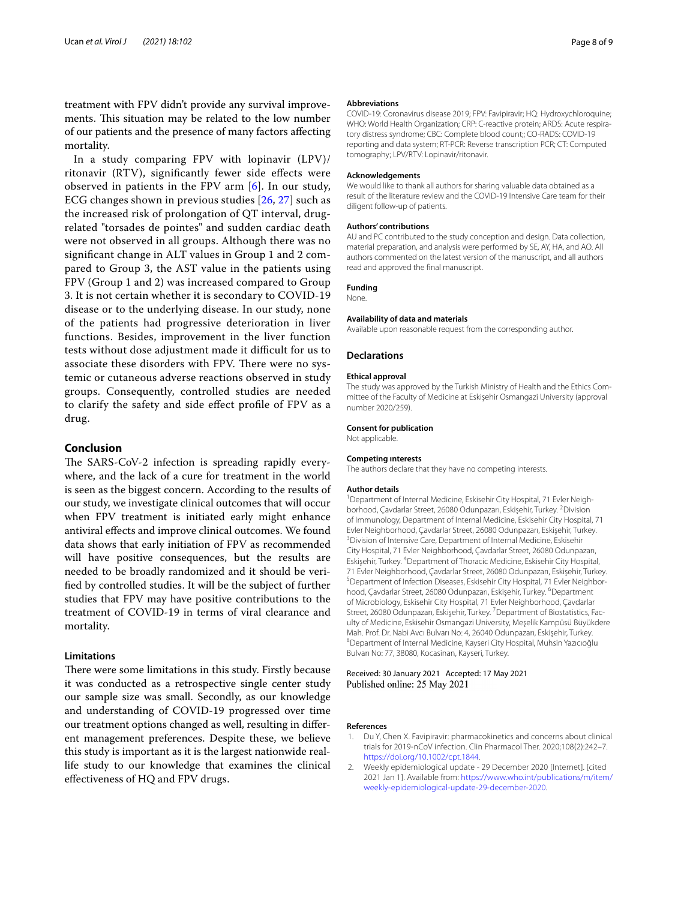treatment with FPV didn't provide any survival improvements. This situation may be related to the low number of our patients and the presence of many factors affecting mortality.

In a study comparing FPV with lopinavir (LPV)/ritonavir (RTV), significantly fewer side effects were observed in patients in the FPV arm [6]. In our study, ECG changes shown in previous studies [26, 27] such as the increased risk of prolongation of QT interval, drug-related "torsades de pointes" and sudden cardiac death were not observed in all groups. Although there was no significant change in ALT values in Group 1 and 2 compared to Group 3, the AST value in the patients using FPV (Group 1 and 2) was increased compared to Group 3. It is not certain whether it is secondary to COVID-19 disease or to the underlying disease. In our study, none of the patients had progressive deterioration in liver functions. Besides, improvement in the liver function tests without dose adjustment made it difficult for us to associate these disorders with FPV. There were no systemic or cutaneous adverse reactions observed in study groups. Consequently, controlled studies are needed to clarify the safety and side effect profile of FPV as a drug.

## Conclusion

The SARS-CoV-2 infection is spreading rapidly everywhere, and the lack of a cure for treatment in the world is seen as the biggest concern. According to the results of our study, we investigate clinical outcomes that will occur when FPV treatment is initiated early might enhance antiviral effects and improve clinical outcomes. We found data shows that early initiation of FPV as recommended will have positive consequences, but the results are needed to be broadly randomized and it should be verified by controlled studies. It will be the subject of further studies that FPV may have positive contributions to the treatment of COVID-19 in terms of viral clearance and mortality.

### Limitations

There were some limitations in this study. Firstly because it was conducted as a retrospective single center study our sample size was small. Secondly, as our knowledge and understanding of COVID-19 progressed over time our treatment options changed as well, resulting in different management preferences. Despite these, we believe this study is important as it is the largest nationwide real-life study to our knowledge that examines the clinical effectiveness of HQ and FPV drugs.

#### Abbreviations

COVID-19: Coronavirus disease 2019; FPV: Favipiravir; HQ: Hydroxychloroquine; WHO: World Health Organization; CRP: C-reactive protein; ARDS: Acute respiratory distress syndrome; CBC: Complete blood count;; CO-RADS: COVID-19 reporting and data system; RT-PCR: Reverse transcription PCR; CT: Computed tomography; LPV/RTV: Lopinavir/ritonavir.

#### Acknowledgements

We would like to thank all authors for sharing valuable data obtained as a result of the literature review and the COVID-19 Intensive Care team for their diligent follow-up of patients.

#### Authors' contributions

AU and PC contributed to the study conception and design. Data collection, material preparation, and analysis were performed by SE, AY, HA, and AO. All authors commented on the latest version of the manuscript, and all authors read and approved the final manuscript.

#### Funding

None.

#### Availability of data and materials

Available upon reasonable request from the corresponding author.

## Declarations

#### Ethical approval

The study was approved by the Turkish Ministry of Health and the Ethics Committee of the Faculty of Medicine at Eskişehir Osmangazi University (approval number 2020/259).

#### Consent for publication

Not applicable.

#### Competing interests

The authors declare that they have no competing interests.

#### Author details

[1]Department of Internal Medicine, Eskisehir City Hospital, 71 Evler Neighborhood, Çavdarlar Street, 26080 Odunpazarı, Eskişehir, Turkey. [2]Division of Immunology, Department of Internal Medicine, Eskisehir City Hospital, 71 Evler Neighborhood, Çavdarlar Street, 26080 Odunpazarı, Eskişehir, Turkey. [3]Division of Intensive Care, Department of Internal Medicine, Eskisehir City Hospital, 71 Evler Neighborhood, Çavdarlar Street, 26080 Odunpazarı, Eskişehir, Turkey. [4]Department of Thoracic Medicine, Eskisehir City Hospital, 71 Evler Neighborhood, Çavdarlar Street, 26080 Odunpazarı, Eskişehir, Turkey. [5]Department of Infection Diseases, Eskisehir City Hospital, 71 Evler Neighborhood, Çavdarlar Street, 26080 Odunpazarı, Eskişehir, Turkey. [6]Department of Microbiology, Eskisehir City Hospital, 71 Evler Neighborhood, Çavdarlar Street, 26080 Odunpazarı, Eskişehir, Turkey. [7]Department of Biostatistics, Faculty of Medicine, Eskisehir Osmangazi University, Meşelik Kampüsü Büyükdere Mah. Prof. Dr. Nabi Avcı Bulvarı No: 4, 26040 Odunpazarı, Eskişehir, Turkey. [8]Department of Internal Medicine, Kayseri City Hospital, Muhsin Yazıcıoğlu Bulvarı No: 77, 38080, Kocasinan, Kayseri, Turkey.

Received: 30 January 2021 Accepted: 17 May 2021
Published online: 25 May 2021

#### References

1. Du Y, Chen X. Favipiravir: pharmacokinetics and concerns about clinical trials for 2019-nCoV infection. Clin Pharmacol Ther. 2020;108(2):242–7. https://doi.org/10.1002/cpt.1844.
2. Weekly epidemiological update - 29 December 2020 [Internet]. [cited 2021 Jan 1]. Available from: https://www.who.int/publications/m/item/weekly-epidemiological-update-29-december-2020.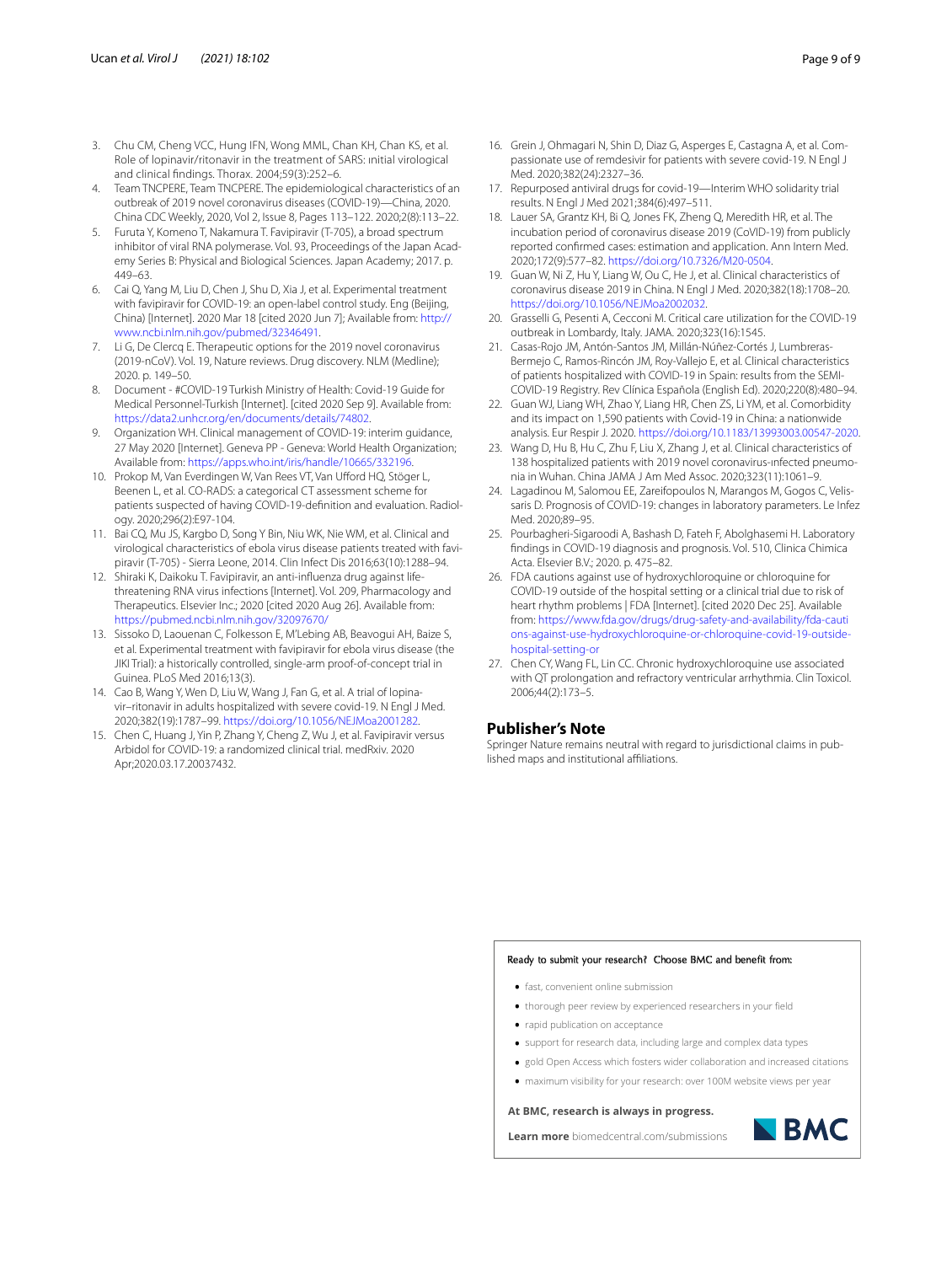3. Chu CM, Cheng VCC, Hung IFN, Wong MML, Chan KH, Chan KS, et al. Role of lopinavir/ritonavir in the treatment of SARS: ınitial virological and clinical findings. Thorax. 2004;59(3):252–6.
4. Team TNCPERE, Team TNCPERE. The epidemiological characteristics of an outbreak of 2019 novel coronavirus diseases (COVID-19)—China, 2020. China CDC Weekly, 2020, Vol 2, Issue 8, Pages 113–122. 2020;2(8):113–22.
5. Furuta Y, Komeno T, Nakamura T. Favipiravir (T-705), a broad spectrum inhibitor of viral RNA polymerase. Vol. 93, Proceedings of the Japan Academy Series B: Physical and Biological Sciences. Japan Academy; 2017. p. 449–63.
6. Cai Q, Yang M, Liu D, Chen J, Shu D, Xia J, et al. Experimental treatment with favipiravir for COVID-19: an open-label control study. Eng (Beijing, China) [Internet]. 2020 Mar 18 [cited 2020 Jun 7]; Available from: http://www.ncbi.nlm.nih.gov/pubmed/32346491.
7. Li G, De Clercq E. Therapeutic options for the 2019 novel coronavirus (2019-nCoV). Vol. 19, Nature reviews. Drug discovery. NLM (Medline); 2020. p. 149–50.
8. Document - #COVID-19 Turkish Ministry of Health: Covid-19 Guide for Medical Personnel-Turkish [Internet]. [cited 2020 Sep 9]. Available from: https://data2.unhcr.org/en/documents/details/74802.
9. Organization WH. Clinical management of COVID-19: interim guidance, 27 May 2020 [Internet]. Geneva PP - Geneva: World Health Organization; Available from: https://apps.who.int/iris/handle/10665/332196.
10. Prokop M, Van Everdingen W, Van Rees VT, Van Ufford HQ, Stöger L, Beenen L, et al. CO-RADS: a categorical CT assessment scheme for patients suspected of having COVID-19-definition and evaluation. Radiology. 2020;296(2):E97-104.
11. Bai CQ, Mu JS, Kargbo D, Song Y Bin, Niu WK, Nie WM, et al. Clinical and virological characteristics of ebola virus disease patients treated with favipiravir (T-705) - Sierra Leone, 2014. Clin Infect Dis 2016;63(10):1288–94.
12. Shiraki K, Daikoku T. Favipiravir, an anti-influenza drug against life-threatening RNA virus infections [Internet]. Vol. 209, Pharmacology and Therapeutics. Elsevier Inc.; 2020 [cited 2020 Aug 26]. Available from: https://pubmed.ncbi.nlm.nih.gov/32097670/
13. Sissoko D, Laouenan C, Folkesson E, M'Lebing AB, Beavogui AH, Baize S, et al. Experimental treatment with favipiravir for ebola virus disease (the JIKI Trial): a historically controlled, single-arm proof-of-concept trial in Guinea. PLoS Med 2016;13(3).
14. Cao B, Wang Y, Wen D, Liu W, Wang J, Fan G, et al. A trial of lopinavir–ritonavir in adults hospitalized with severe covid-19. N Engl J Med. 2020;382(19):1787–99. https://doi.org/10.1056/NEJMoa2001282.
15. Chen C, Huang J, Yin P, Zhang Y, Cheng Z, Wu J, et al. Favipiravir versus Arbidol for COVID-19: a randomized clinical trial. medRxiv. 2020 Apr;2020.03.17.20037432.
16. Grein J, Ohmagari N, Shin D, Diaz G, Asperges E, Castagna A, et al. Compassionate use of remdesivir for patients with severe covid-19. N Engl J Med. 2020;382(24):2327–36.
17. Repurposed antiviral drugs for covid-19—Interim WHO solidarity trial results. N Engl J Med 2021;384(6):497–511.
18. Lauer SA, Grantz KH, Bi Q, Jones FK, Zheng Q, Meredith HR, et al. The incubation period of coronavirus disease 2019 (CoVID-19) from publicly reported confirmed cases: estimation and application. Ann Intern Med. 2020;172(9):577–82. https://doi.org/10.7326/M20-0504.
19. Guan W, Ni Z, Hu Y, Liang W, Ou C, He J, et al. Clinical characteristics of coronavirus disease 2019 in China. N Engl J Med. 2020;382(18):1708–20. https://doi.org/10.1056/NEJMoa2002032.
20. Grasselli G, Pesenti A, Cecconi M. Critical care utilization for the COVID-19 outbreak in Lombardy, Italy. JAMA. 2020;323(16):1545.
21. Casas-Rojo JM, Antón-Santos JM, Millán-Núñez-Cortés J, Lumbreras-Bermejo C, Ramos-Rincón JM, Roy-Vallejo E, et al. Clinical characteristics of patients hospitalized with COVID-19 in Spain: results from the SEMI-COVID-19 Registry. Rev Clínica Española (English Ed). 2020;220(8):480–94.
22. Guan WJ, Liang WH, Zhao Y, Liang HR, Chen ZS, Li YM, et al. Comorbidity and its impact on 1,590 patients with Covid-19 in China: a nationwide analysis. Eur Respir J. 2020. https://doi.org/10.1183/13993003.00547-2020.
23. Wang D, Hu B, Hu C, Zhu F, Liu X, Zhang J, et al. Clinical characteristics of 138 hospitalized patients with 2019 novel coronavirus-ınfected pneumonia in Wuhan. China JAMA J Am Med Assoc. 2020;323(11):1061–9.
24. Lagadinou M, Salomou EE, Zareifopoulos N, Marangos M, Gogos C, Velissaris D. Prognosis of COVID-19: changes in laboratory parameters. Le Infez Med. 2020;89–95.
25. Pourbagheri-Sigaroodi A, Bashash D, Fateh F, Abolghasemi H. Laboratory findings in COVID-19 diagnosis and prognosis. Vol. 510, Clinica Chimica Acta. Elsevier B.V.; 2020. p. 475–82.
26. FDA cautions against use of hydroxychloroquine or chloroquine for COVID-19 outside of the hospital setting or a clinical trial due to risk of heart rhythm problems | FDA [Internet]. [cited 2020 Dec 25]. Available from: https://www.fda.gov/drugs/drug-safety-and-availability/fda-cautions-against-use-hydroxychloroquine-or-chloroquine-covid-19-outside-hospital-setting-or
27. Chen CY, Wang FL, Lin CC. Chronic hydroxychloroquine use associated with QT prolongation and refractory ventricular arrhythmia. Clin Toxicol. 2006;44(2):173–5.

## Publisher's Note

Springer Nature remains neutral with regard to jurisdictional claims in published maps and institutional affiliations.

Ready to submit your research? Choose BMC and benefit from:

- fast, convenient online submission
- thorough peer review by experienced researchers in your field
- rapid publication on acceptance
- support for research data, including large and complex data types
- gold Open Access which fosters wider collaboration and increased citations
- maximum visibility for your research: over 100M website views per year

**At BMC, research is always in progress.**

**Learn more** biomedcentral.com/submissions

BMC